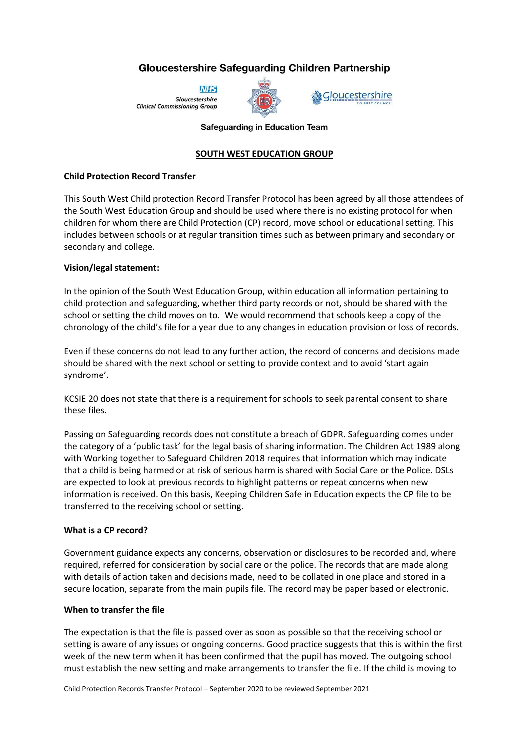# Gloucestershire Safeguarding Children Partnership

NHS Gloucestershire Clinical Commissioning Group

Gloucestershire County Council

**Safeguarding in Education Team**

## SOUTH WEST EDUCATION GROUP

### Child Protection Record Transfer

This South West Child protection Record Transfer Protocol has been agreed by all those attendees of the South West Education Group and should be used where there is no existing protocol for when children for whom there are Child Protection (CP) record, move school or educational setting. This includes between schools or at regular transition times such as between primary and secondary or secondary and college.

### Vision/legal statement:

In the opinion of the South West Education Group, within education all information pertaining to child protection and safeguarding, whether third party records or not, should be shared with the school or setting the child moves on to. We would recommend that schools keep a copy of the chronology of the child's file for a year due to any changes in education provision or loss of records.

Even if these concerns do not lead to any further action, the record of concerns and decisions made should be shared with the next school or setting to provide context and to avoid 'start again syndrome'.

KCSIE 20 does not state that there is a requirement for schools to seek parental consent to share these files.

Passing on Safeguarding records does not constitute a breach of GDPR. Safeguarding comes under the category of a 'public task' for the legal basis of sharing information. The Children Act 1989 along with Working together to Safeguard Children 2018 requires that information which may indicate that a child is being harmed or at risk of serious harm is shared with Social Care or the Police. DSLs are expected to look at previous records to highlight patterns or repeat concerns when new information is received. On this basis, Keeping Children Safe in Education expects the CP file to be transferred to the receiving school or setting.

### What is a CP record?

Government guidance expects any concerns, observation or disclosures to be recorded and, where required, referred for consideration by social care or the police. The records that are made along with details of action taken and decisions made, need to be collated in one place and stored in a secure location, separate from the main pupils file. The record may be paper based or electronic.

### When to transfer the file

The expectation is that the file is passed over as soon as possible so that the receiving school or setting is aware of any issues or ongoing concerns. Good practice suggests that this is within the first week of the new term when it has been confirmed that the pupil has moved. The outgoing school must establish the new setting and make arrangements to transfer the file. If the child is moving to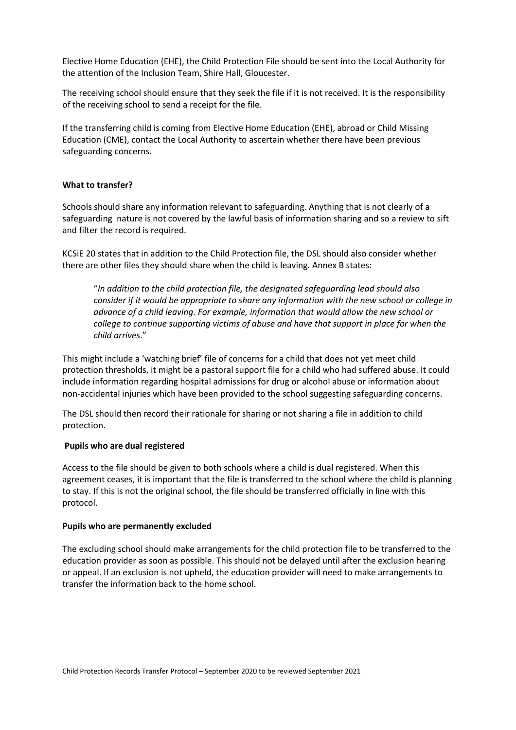Elective Home Education (EHE), the Child Protection File should be sent into the Local Authority for the attention of the Inclusion Team, Shire Hall, Gloucester.

The receiving school should ensure that they seek the file if it is not received. It is the responsibility of the receiving school to send a receipt for the file.

If the transferring child is coming from Elective Home Education (EHE), abroad or Child Missing Education (CME), contact the Local Authority to ascertain whether there have been previous safeguarding concerns.

**What to transfer?**

Schools should share any information relevant to safeguarding. Anything that is not clearly of a safeguarding nature is not covered by the lawful basis of information sharing and so a review to sift and filter the record is required.

KCSiE 20 states that in addition to the Child Protection file, the DSL should also consider whether there are other files they should share when the child is leaving. Annex B states:

> "*In addition to the child protection file, the designated safeguarding lead should also consider if it would be appropriate to share any information with the new school or college in advance of a child leaving. For example, information that would allow the new school or college to continue supporting victims of abuse and have that support in place for when the child arrives*."

This might include a 'watching brief' file of concerns for a child that does not yet meet child protection thresholds, it might be a pastoral support file for a child who had suffered abuse. It could include information regarding hospital admissions for drug or alcohol abuse or information about non-accidental injuries which have been provided to the school suggesting safeguarding concerns.

The DSL should then record their rationale for sharing or not sharing a file in addition to child protection.

**Pupils who are dual registered**

Access to the file should be given to both schools where a child is dual registered. When this agreement ceases, it is important that the file is transferred to the school where the child is planning to stay. If this is not the original school, the file should be transferred officially in line with this protocol.

**Pupils who are permanently excluded**

The excluding school should make arrangements for the child protection file to be transferred to the education provider as soon as possible. This should not be delayed until after the exclusion hearing or appeal. If an exclusion is not upheld, the education provider will need to make arrangements to transfer the information back to the home school.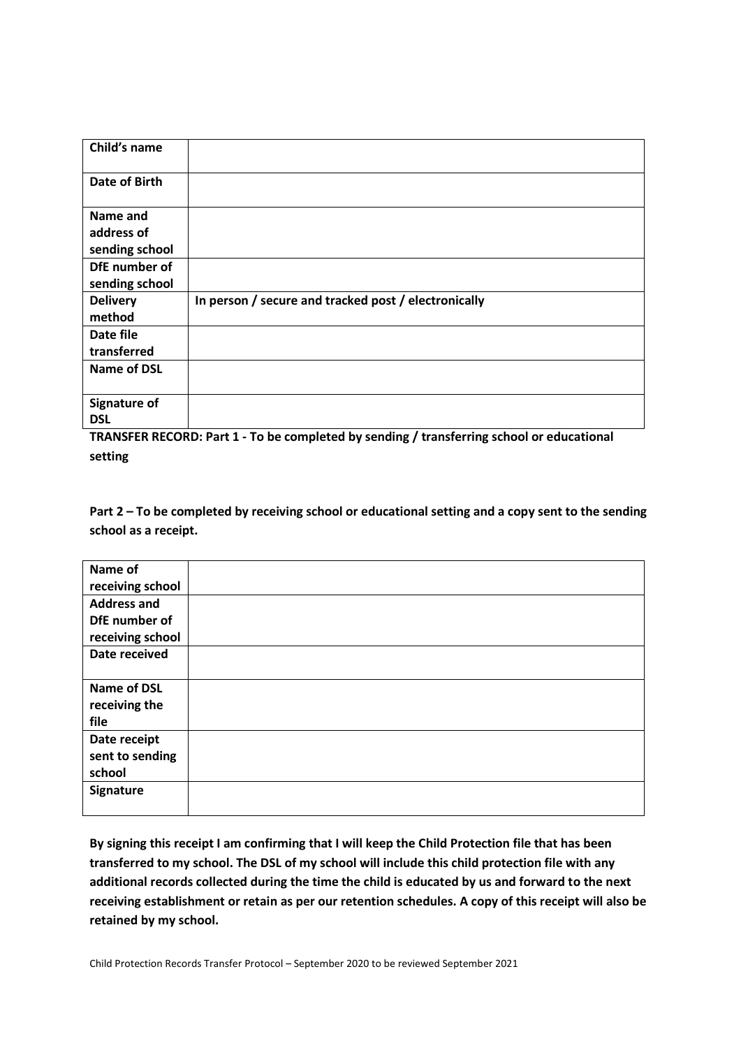| | |
|---|---|
| **Child's name** | |
| **Date of Birth** | |
| **Name and address of sending school** | |
| **DfE number of sending school** | |
| **Delivery method** | **In person / secure and tracked post / electronically** |
| **Date file transferred** | |
| **Name of DSL** | |
| **Signature of DSL** | |

**TRANSFER RECORD: Part 1 - To be completed by sending / transferring school or educational setting**

**Part 2 – To be completed by receiving school or educational setting and a copy sent to the sending school as a receipt.**

| | |
|---|---|
| **Name of receiving school** | |
| **Address and DfE number of receiving school** | |
| **Date received** | |
| **Name of DSL receiving the file** | |
| **Date receipt sent to sending school** | |
| **Signature** | |

**By signing this receipt I am confirming that I will keep the Child Protection file that has been transferred to my school. The DSL of my school will include this child protection file with any additional records collected during the time the child is educated by us and forward to the next receiving establishment or retain as per our retention schedules. A copy of this receipt will also be retained by my school.**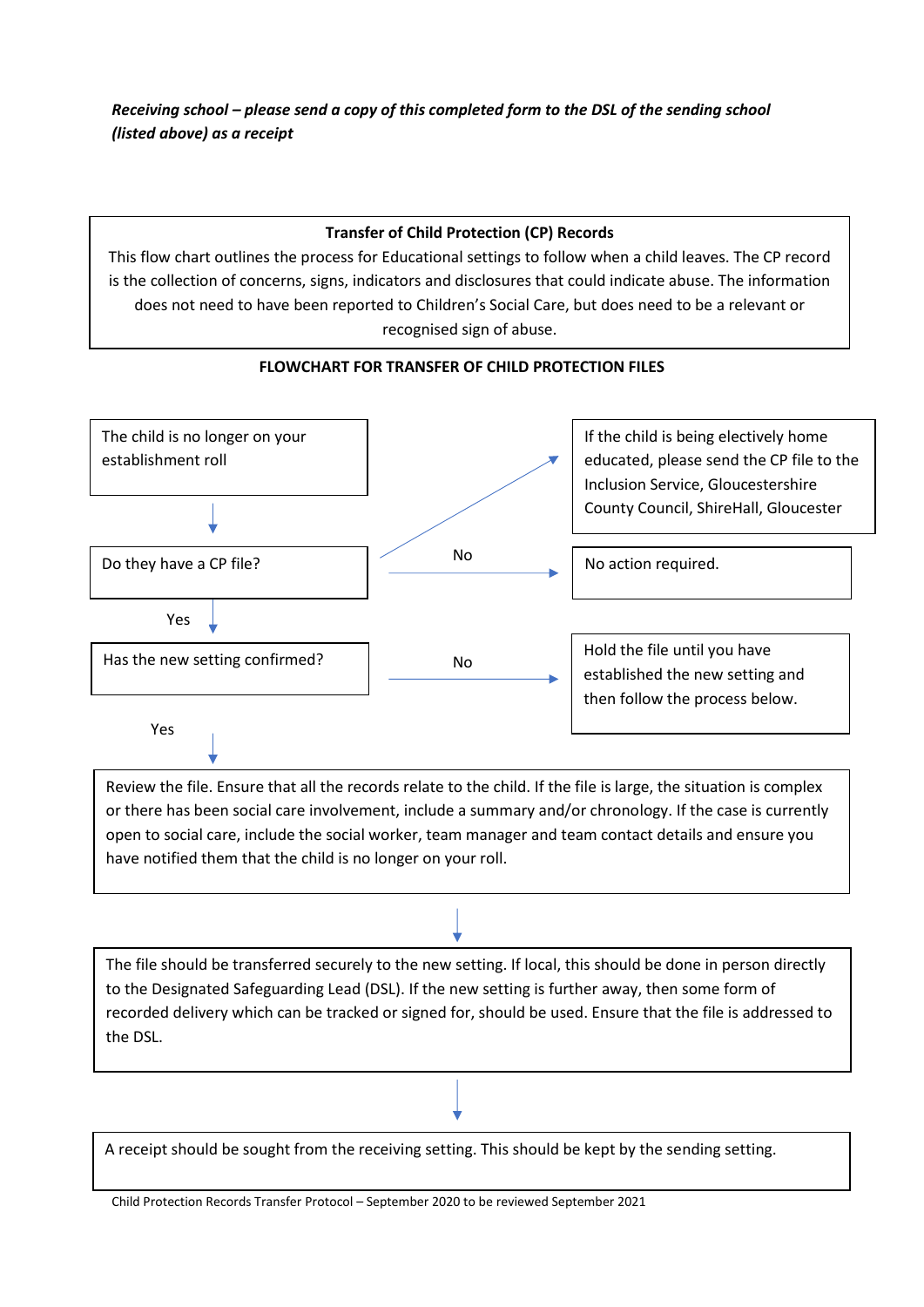***Receiving school – please send a copy of this completed form to the DSL of the sending school (listed above) as a receipt***

**Transfer of Child Protection (CP) Records**

This flow chart outlines the process for Educational settings to follow when a child leaves. The CP record is the collection of concerns, signs, indicators and disclosures that could indicate abuse. The information does not need to have been reported to Children's Social Care, but does need to be a relevant or recognised sign of abuse.

**FLOWCHART FOR TRANSFER OF CHILD PROTECTION FILES**

The child is no longer on your establishment roll

Do they have a CP file?

If the child is being electively home educated, please send the CP file to the Inclusion Service, Gloucestershire County Council, ShireHall, Gloucester

No

No action required.

Yes

Has the new setting confirmed?

No

Hold the file until you have established the new setting and then follow the process below.

Yes

Review the file. Ensure that all the records relate to the child. If the file is large, the situation is complex or there has been social care involvement, include a summary and/or chronology. If the case is currently open to social care, include the social worker, team manager and team contact details and ensure you have notified them that the child is no longer on your roll.

The file should be transferred securely to the new setting. If local, this should be done in person directly to the Designated Safeguarding Lead (DSL). If the new setting is further away, then some form of recorded delivery which can be tracked or signed for, should be used. Ensure that the file is addressed to the DSL.

A receipt should be sought from the receiving setting. This should be kept by the sending setting.

Child Protection Records Transfer Protocol – September 2020 to be reviewed September 2021